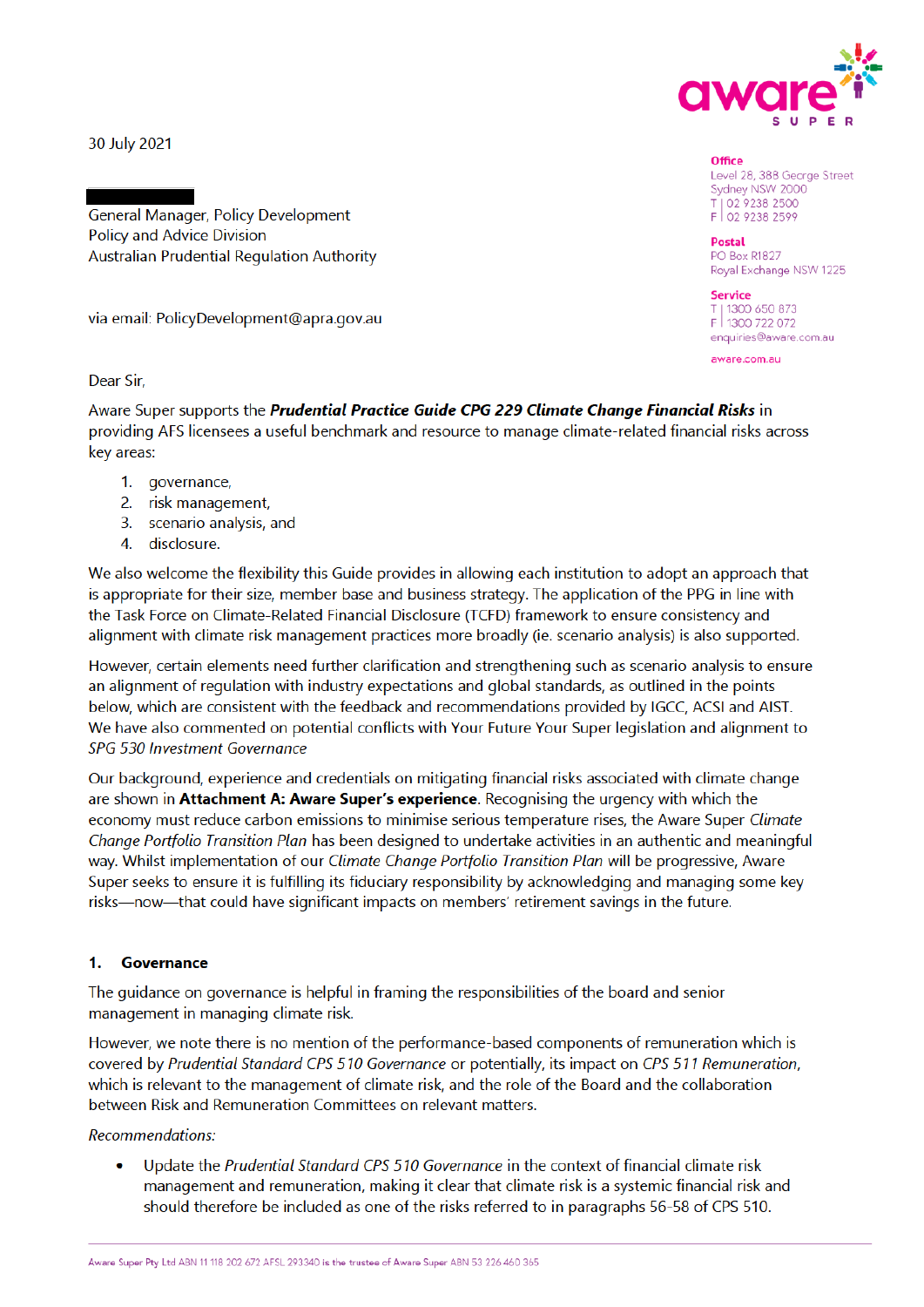30 July 2021

Office
Level 28, 388 George Street
Sydney NSW 2000
T | 02 9238 2500
F | 02 9238 2599

Postal
PO Box R1827
Royal Exchange NSW 1225

Service
T | 1300 650 873
F | 1300 722 072
enquiries@aware.com.au

aware.com.au

General Manager, Policy Development
Policy and Advice Division
Australian Prudential Regulation Authority

via email: PolicyDevelopment@apra.gov.au

Dear Sir,

Aware Super supports the ***Prudential Practice Guide CPG 229 Climate Change Financial Risks*** in providing AFS licensees a useful benchmark and resource to manage climate-related financial risks across key areas:

1. governance,
2. risk management,
3. scenario analysis, and
4. disclosure.

We also welcome the flexibility this Guide provides in allowing each institution to adopt an approach that is appropriate for their size, member base and business strategy. The application of the PPG in line with the Task Force on Climate-Related Financial Disclosure (TCFD) framework to ensure consistency and alignment with climate risk management practices more broadly (ie. scenario analysis) is also supported.

However, certain elements need further clarification and strengthening such as scenario analysis to ensure an alignment of regulation with industry expectations and global standards, as outlined in the points below, which are consistent with the feedback and recommendations provided by IGCC, ACSI and AIST. We have also commented on potential conflicts with Your Future Your Super legislation and alignment to *SPG 530 Investment Governance*

Our background, experience and credentials on mitigating financial risks associated with climate change are shown in **Attachment A: Aware Super's experience**. Recognising the urgency with which the economy must reduce carbon emissions to minimise serious temperature rises, the Aware Super *Climate Change Portfolio Transition Plan* has been designed to undertake activities in an authentic and meaningful way. Whilst implementation of our *Climate Change Portfolio Transition Plan* will be progressive, Aware Super seeks to ensure it is fulfilling its fiduciary responsibility by acknowledging and managing some key risks—now—that could have significant impacts on members' retirement savings in the future.

## 1. Governance

The guidance on governance is helpful in framing the responsibilities of the board and senior management in managing climate risk.

However, we note there is no mention of the performance-based components of remuneration which is covered by *Prudential Standard CPS 510 Governance* or potentially, its impact on *CPS 511 Remuneration*, which is relevant to the management of climate risk, and the role of the Board and the collaboration between Risk and Remuneration Committees on relevant matters.

*Recommendations:*

- Update the *Prudential Standard CPS 510 Governance* in the context of financial climate risk management and remuneration, making it clear that climate risk is a systemic financial risk and should therefore be included as one of the risks referred to in paragraphs 56-58 of CPS 510.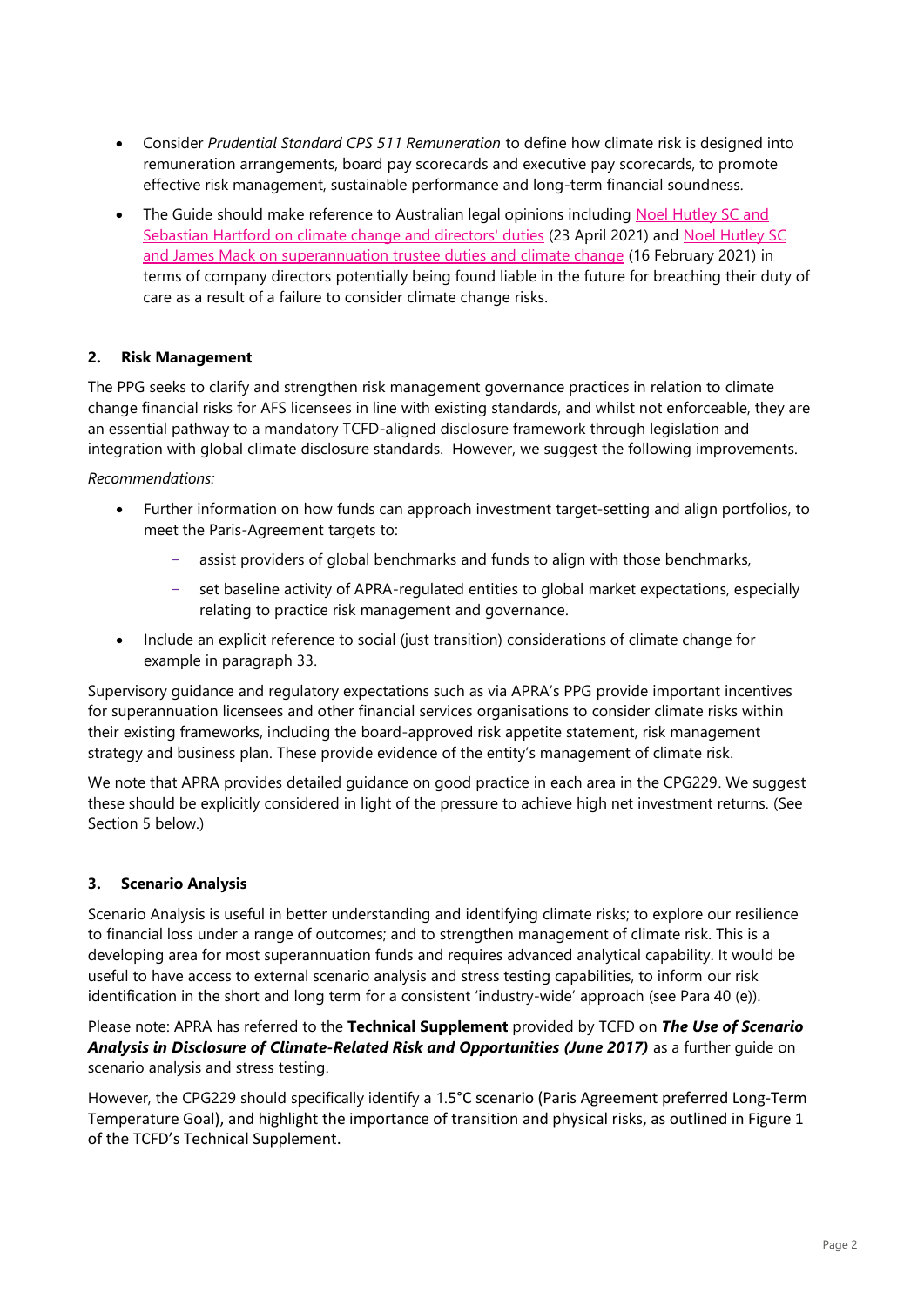- Consider *Prudential Standard CPS 511 Remuneration* to define how climate risk is designed into remuneration arrangements, board pay scorecards and executive pay scorecards, to promote effective risk management, sustainable performance and long-term financial soundness.
- The Guide should make reference to Australian legal opinions including Noel Hutley SC and Sebastian Hartford on climate change and directors' duties (23 April 2021) and Noel Hutley SC and James Mack on superannuation trustee duties and climate change (16 February 2021) in terms of company directors potentially being found liable in the future for breaching their duty of care as a result of a failure to consider climate change risks.

## 2. Risk Management

The PPG seeks to clarify and strengthen risk management governance practices in relation to climate change financial risks for AFS licensees in line with existing standards, and whilst not enforceable, they are an essential pathway to a mandatory TCFD-aligned disclosure framework through legislation and integration with global climate disclosure standards. However, we suggest the following improvements.

*Recommendations:*

- Further information on how funds can approach investment target-setting and align portfolios, to meet the Paris-Agreement targets to:
  - assist providers of global benchmarks and funds to align with those benchmarks,
  - set baseline activity of APRA-regulated entities to global market expectations, especially relating to practice risk management and governance.
- Include an explicit reference to social (just transition) considerations of climate change for example in paragraph 33.

Supervisory guidance and regulatory expectations such as via APRA's PPG provide important incentives for superannuation licensees and other financial services organisations to consider climate risks within their existing frameworks, including the board-approved risk appetite statement, risk management strategy and business plan. These provide evidence of the entity's management of climate risk.

We note that APRA provides detailed guidance on good practice in each area in the CPG229. We suggest these should be explicitly considered in light of the pressure to achieve high net investment returns. (See Section 5 below.)

## 3. Scenario Analysis

Scenario Analysis is useful in better understanding and identifying climate risks; to explore our resilience to financial loss under a range of outcomes; and to strengthen management of climate risk. This is a developing area for most superannuation funds and requires advanced analytical capability. It would be useful to have access to external scenario analysis and stress testing capabilities, to inform our risk identification in the short and long term for a consistent 'industry-wide' approach (see Para 40 (e)).

Please note: APRA has referred to the **Technical Supplement** provided by TCFD on ***The Use of Scenario Analysis in Disclosure of Climate-Related Risk and Opportunities (June 2017)*** as a further guide on scenario analysis and stress testing.

However, the CPG229 should specifically identify a 1.5°C scenario (Paris Agreement preferred Long-Term Temperature Goal), and highlight the importance of transition and physical risks, as outlined in Figure 1 of the TCFD's Technical Supplement.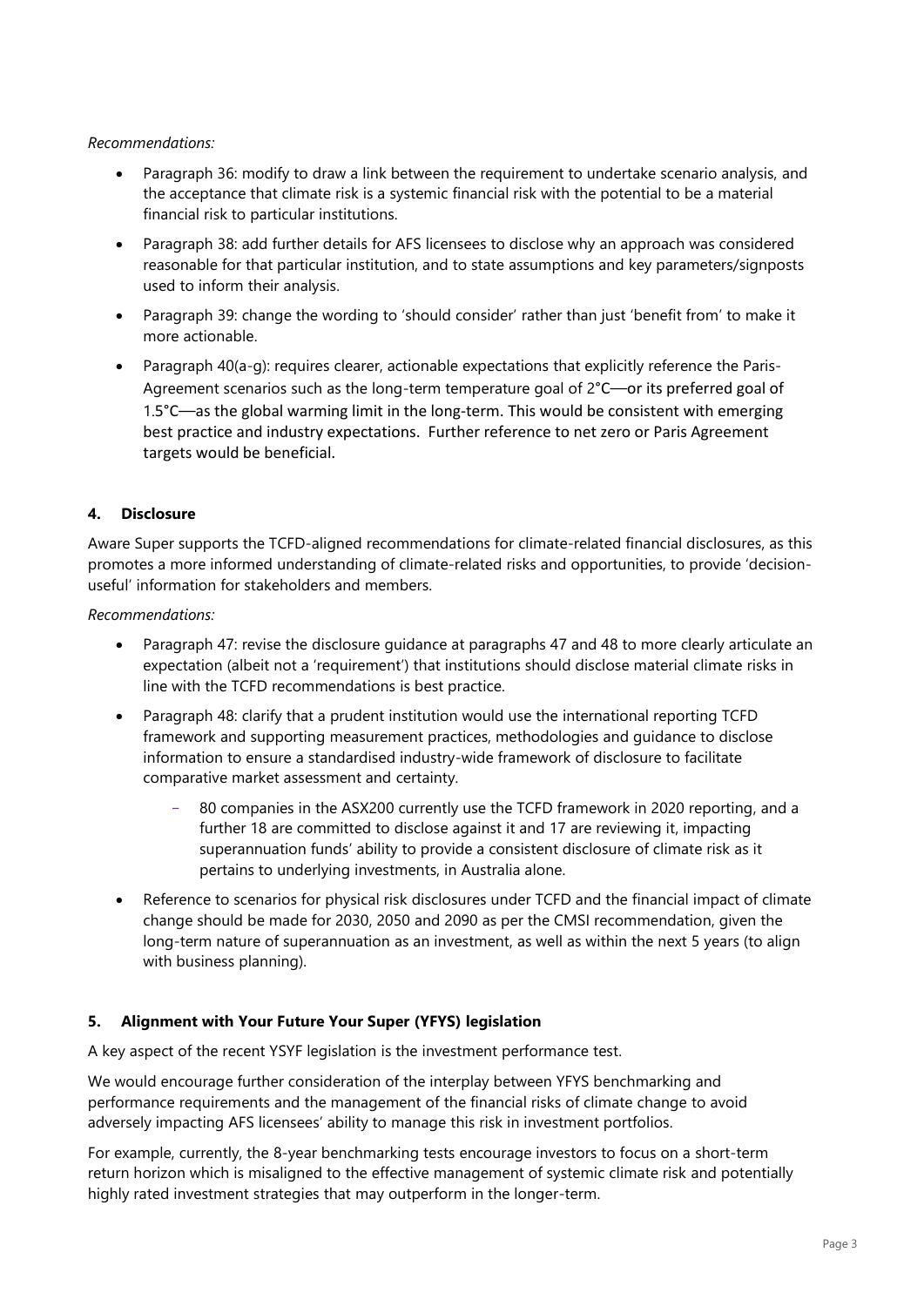*Recommendations:*

- Paragraph 36: modify to draw a link between the requirement to undertake scenario analysis, and the acceptance that climate risk is a systemic financial risk with the potential to be a material financial risk to particular institutions.
- Paragraph 38: add further details for AFS licensees to disclose why an approach was considered reasonable for that particular institution, and to state assumptions and key parameters/signposts used to inform their analysis.
- Paragraph 39: change the wording to 'should consider' rather than just 'benefit from' to make it more actionable.
- Paragraph 40(a-g): requires clearer, actionable expectations that explicitly reference the Paris-Agreement scenarios such as the long-term temperature goal of 2°C—or its preferred goal of 1.5°C—as the global warming limit in the long-term. This would be consistent with emerging best practice and industry expectations. Further reference to net zero or Paris Agreement targets would be beneficial.

## 4. Disclosure

Aware Super supports the TCFD-aligned recommendations for climate-related financial disclosures, as this promotes a more informed understanding of climate-related risks and opportunities, to provide 'decision-useful' information for stakeholders and members.

*Recommendations:*

- Paragraph 47: revise the disclosure guidance at paragraphs 47 and 48 to more clearly articulate an expectation (albeit not a 'requirement') that institutions should disclose material climate risks in line with the TCFD recommendations is best practice.
- Paragraph 48: clarify that a prudent institution would use the international reporting TCFD framework and supporting measurement practices, methodologies and guidance to disclose information to ensure a standardised industry-wide framework of disclosure to facilitate comparative market assessment and certainty.
  - 80 companies in the ASX200 currently use the TCFD framework in 2020 reporting, and a further 18 are committed to disclose against it and 17 are reviewing it, impacting superannuation funds' ability to provide a consistent disclosure of climate risk as it pertains to underlying investments, in Australia alone.
- Reference to scenarios for physical risk disclosures under TCFD and the financial impact of climate change should be made for 2030, 2050 and 2090 as per the CMSI recommendation, given the long-term nature of superannuation as an investment, as well as within the next 5 years (to align with business planning).

## 5. Alignment with Your Future Your Super (YFYS) legislation

A key aspect of the recent YSYF legislation is the investment performance test.

We would encourage further consideration of the interplay between YFYS benchmarking and performance requirements and the management of the financial risks of climate change to avoid adversely impacting AFS licensees' ability to manage this risk in investment portfolios.

For example, currently, the 8-year benchmarking tests encourage investors to focus on a short-term return horizon which is misaligned to the effective management of systemic climate risk and potentially highly rated investment strategies that may outperform in the longer-term.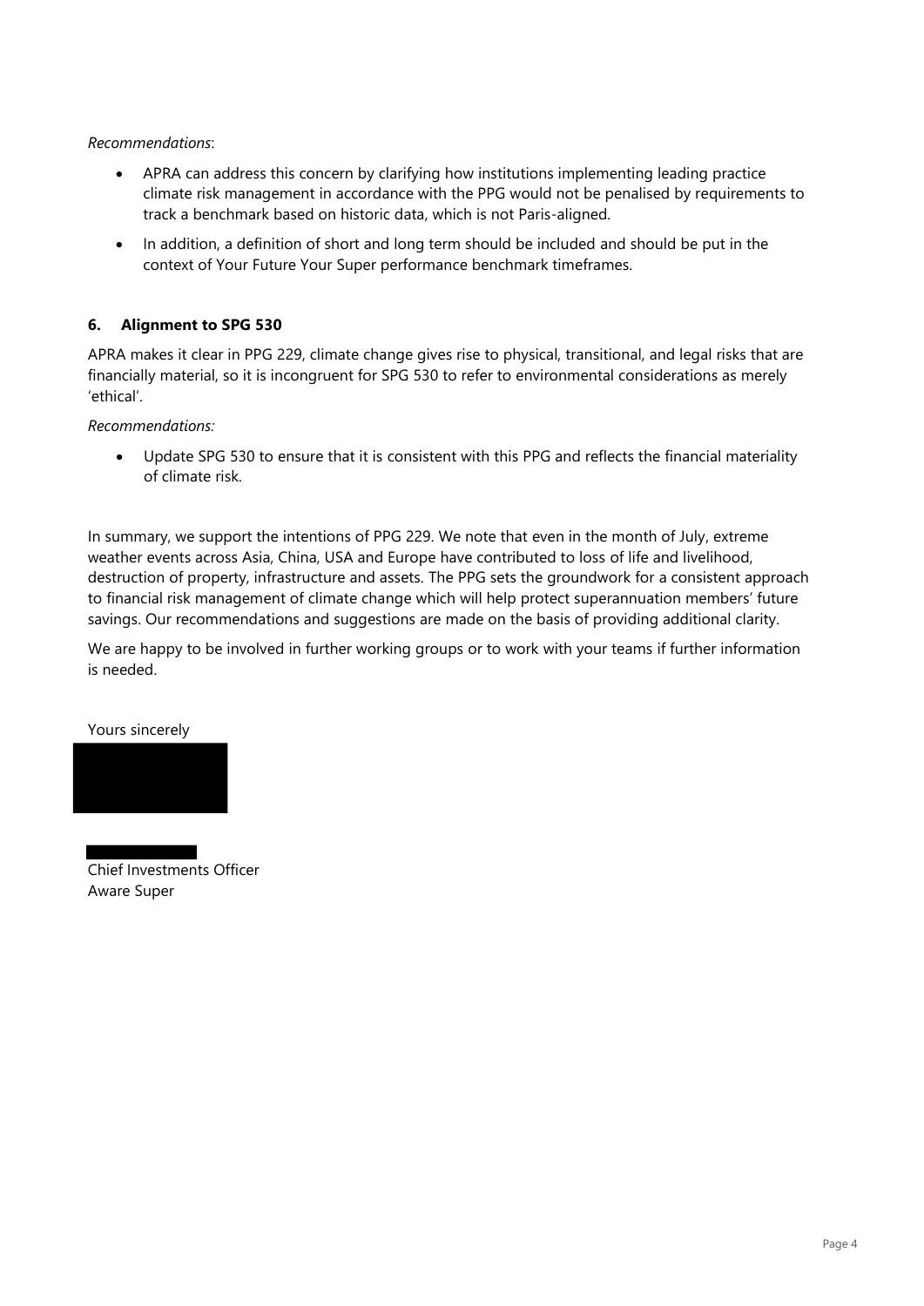*Recommendations*:

- APRA can address this concern by clarifying how institutions implementing leading practice climate risk management in accordance with the PPG would not be penalised by requirements to track a benchmark based on historic data, which is not Paris-aligned.
- In addition, a definition of short and long term should be included and should be put in the context of Your Future Your Super performance benchmark timeframes.

### 6. Alignment to SPG 530

APRA makes it clear in PPG 229, climate change gives rise to physical, transitional, and legal risks that are financially material, so it is incongruent for SPG 530 to refer to environmental considerations as merely 'ethical'.

*Recommendations:*

- Update SPG 530 to ensure that it is consistent with this PPG and reflects the financial materiality of climate risk.

In summary, we support the intentions of PPG 229. We note that even in the month of July, extreme weather events across Asia, China, USA and Europe have contributed to loss of life and livelihood, destruction of property, infrastructure and assets. The PPG sets the groundwork for a consistent approach to financial risk management of climate change which will help protect superannuation members' future savings. Our recommendations and suggestions are made on the basis of providing additional clarity.

We are happy to be involved in further working groups or to work with your teams if further information is needed.

Yours sincerely

Chief Investments Officer
Aware Super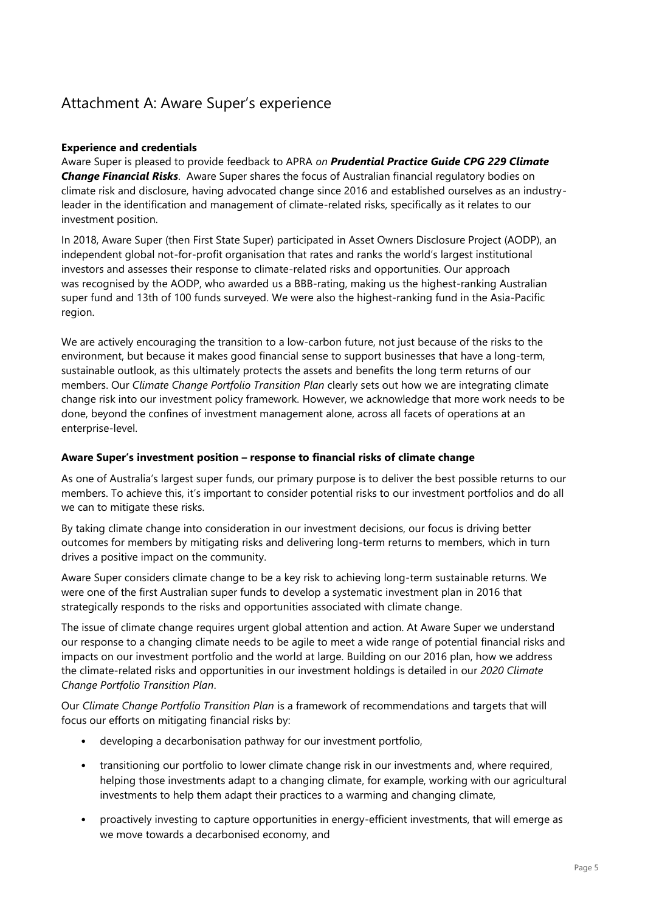# Attachment A: Aware Super's experience

**Experience and credentials**

Aware Super is pleased to provide feedback to APRA *on **Prudential Practice Guide CPG 229 Climate Change Financial Risks***. Aware Super shares the focus of Australian financial regulatory bodies on climate risk and disclosure, having advocated change since 2016 and established ourselves as an industry-leader in the identification and management of climate-related risks, specifically as it relates to our investment position.

In 2018, Aware Super (then First State Super) participated in Asset Owners Disclosure Project (AODP), an independent global not-for-profit organisation that rates and ranks the world's largest institutional investors and assesses their response to climate-related risks and opportunities. Our approach was recognised by the AODP, who awarded us a BBB-rating, making us the highest-ranking Australian super fund and 13th of 100 funds surveyed. We were also the highest-ranking fund in the Asia-Pacific region.

We are actively encouraging the transition to a low-carbon future, not just because of the risks to the environment, but because it makes good financial sense to support businesses that have a long-term, sustainable outlook, as this ultimately protects the assets and benefits the long term returns of our members. Our *Climate Change Portfolio Transition Plan* clearly sets out how we are integrating climate change risk into our investment policy framework. However, we acknowledge that more work needs to be done, beyond the confines of investment management alone, across all facets of operations at an enterprise-level.

**Aware Super's investment position – response to financial risks of climate change**

As one of Australia's largest super funds, our primary purpose is to deliver the best possible returns to our members. To achieve this, it's important to consider potential risks to our investment portfolios and do all we can to mitigate these risks.

By taking climate change into consideration in our investment decisions, our focus is driving better outcomes for members by mitigating risks and delivering long-term returns to members, which in turn drives a positive impact on the community.

Aware Super considers climate change to be a key risk to achieving long-term sustainable returns. We were one of the first Australian super funds to develop a systematic investment plan in 2016 that strategically responds to the risks and opportunities associated with climate change.

The issue of climate change requires urgent global attention and action. At Aware Super we understand our response to a changing climate needs to be agile to meet a wide range of potential financial risks and impacts on our investment portfolio and the world at large. Building on our 2016 plan, how we address the climate-related risks and opportunities in our investment holdings is detailed in our *2020 Climate Change Portfolio Transition Plan*.

Our *Climate Change Portfolio Transition Plan* is a framework of recommendations and targets that will focus our efforts on mitigating financial risks by:

- developing a decarbonisation pathway for our investment portfolio,
- transitioning our portfolio to lower climate change risk in our investments and, where required, helping those investments adapt to a changing climate, for example, working with our agricultural investments to help them adapt their practices to a warming and changing climate,
- proactively investing to capture opportunities in energy-efficient investments, that will emerge as we move towards a decarbonised economy, and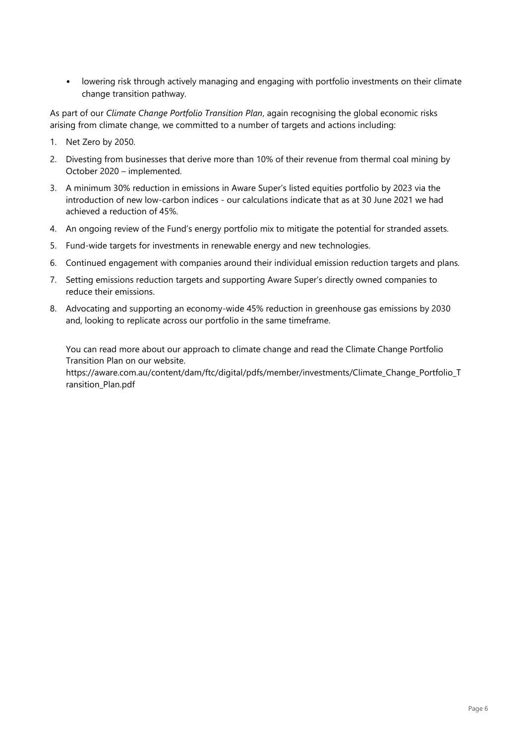- lowering risk through actively managing and engaging with portfolio investments on their climate change transition pathway.

As part of our *Climate Change Portfolio Transition Plan*, again recognising the global economic risks arising from climate change, we committed to a number of targets and actions including:

1. Net Zero by 2050.
2. Divesting from businesses that derive more than 10% of their revenue from thermal coal mining by October 2020 – implemented.
3. A minimum 30% reduction in emissions in Aware Super's listed equities portfolio by 2023 via the introduction of new low-carbon indices - our calculations indicate that as at 30 June 2021 we had achieved a reduction of 45%.
4. An ongoing review of the Fund's energy portfolio mix to mitigate the potential for stranded assets.
5. Fund-wide targets for investments in renewable energy and new technologies.
6. Continued engagement with companies around their individual emission reduction targets and plans.
7. Setting emissions reduction targets and supporting Aware Super's directly owned companies to reduce their emissions.
8. Advocating and supporting an economy-wide 45% reduction in greenhouse gas emissions by 2030 and, looking to replicate across our portfolio in the same timeframe.

   You can read more about our approach to climate change and read the Climate Change Portfolio Transition Plan on our website.
   https://aware.com.au/content/dam/ftc/digital/pdfs/member/investments/Climate_Change_Portfolio_Transition_Plan.pdf